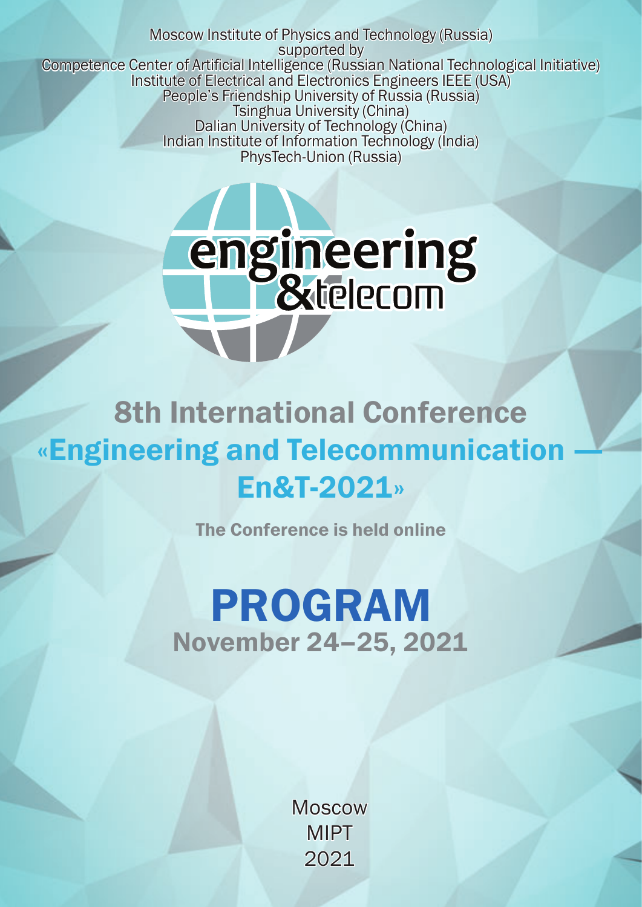Moscow Institute of Physics and Technology (Russia)
supported by
Competence Center of Artificial Intelligence (Russian National Technological Initiative)
Institute of Electrical and Electronics Engineers IEEE (USA)
People's Friendship University of Russia (Russia)
Tsinghua University (China)
Dalian University of Technology (China)
Indian Institute of Information Technology (India)
PhysTech-Union (Russia)

engineering
&telecom

# 8th International Conference «Engineering and Telecommunication — En&T-2021»

**The Conference is held online**

# PROGRAM

## November 24–25, 2021

Moscow
MIPT
2021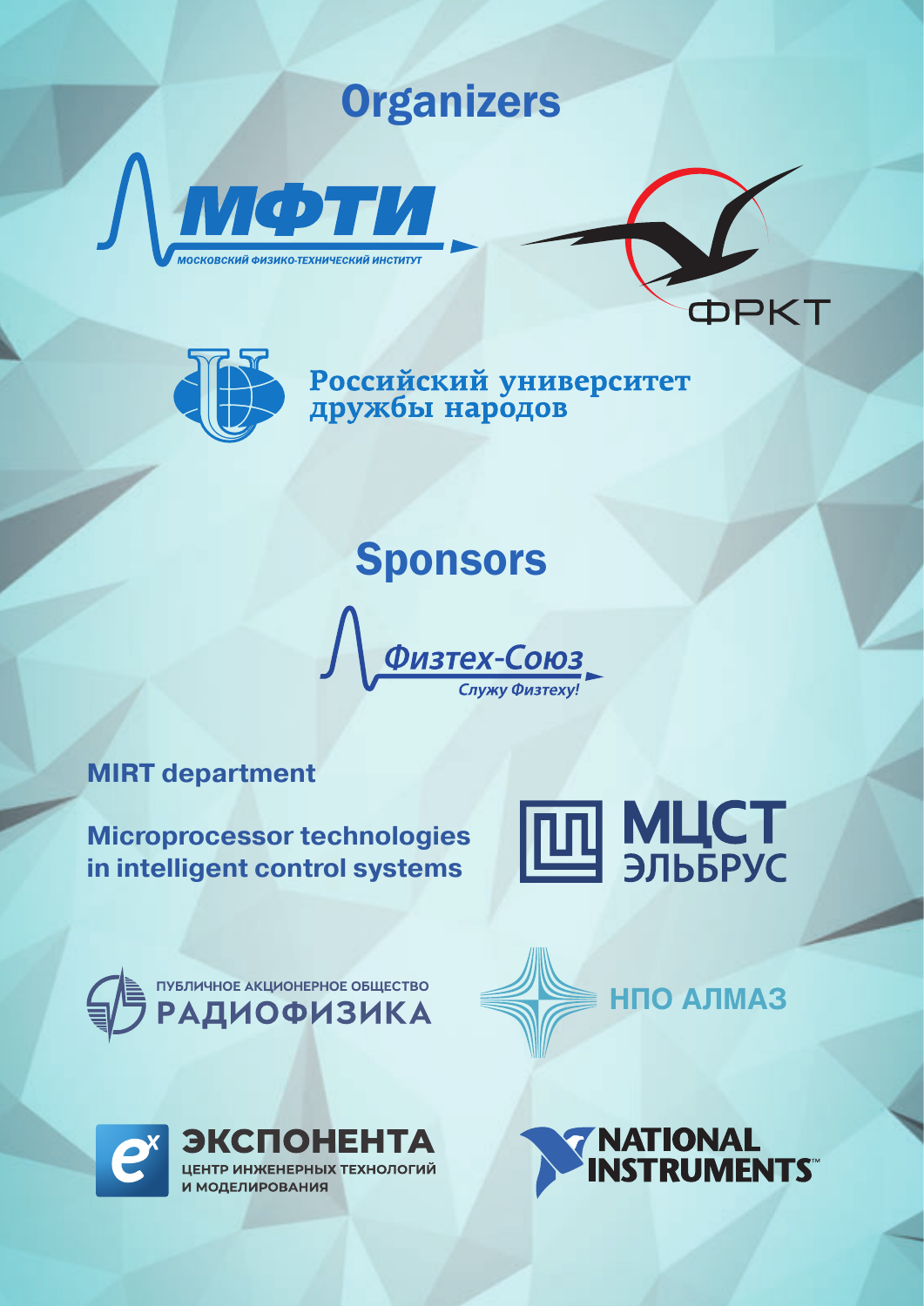# Organizers

МФТИ

МОСКОВСКИЙ ФИЗИКО-ТЕХНИЧЕСКИЙ ИНСТИТУТ

ФРКТ

Российский университет дружбы народов

# Sponsors

Физтех-Союз

Служу Физтеху!

**MIRT department**

**Microprocessor technologies in intelligent control systems**

МЦСТ ЭЛЬБРУС

ПУБЛИЧНОЕ АКЦИОНЕРНОЕ ОБЩЕСТВО РАДИОФИЗИКА

НПО АЛМАЗ

ЭКСПОНЕНТА

ЦЕНТР ИНЖЕНЕРНЫХ ТЕХНОЛОГИЙ И МОДЕЛИРОВАНИЯ

NATIONAL INSTRUMENTS™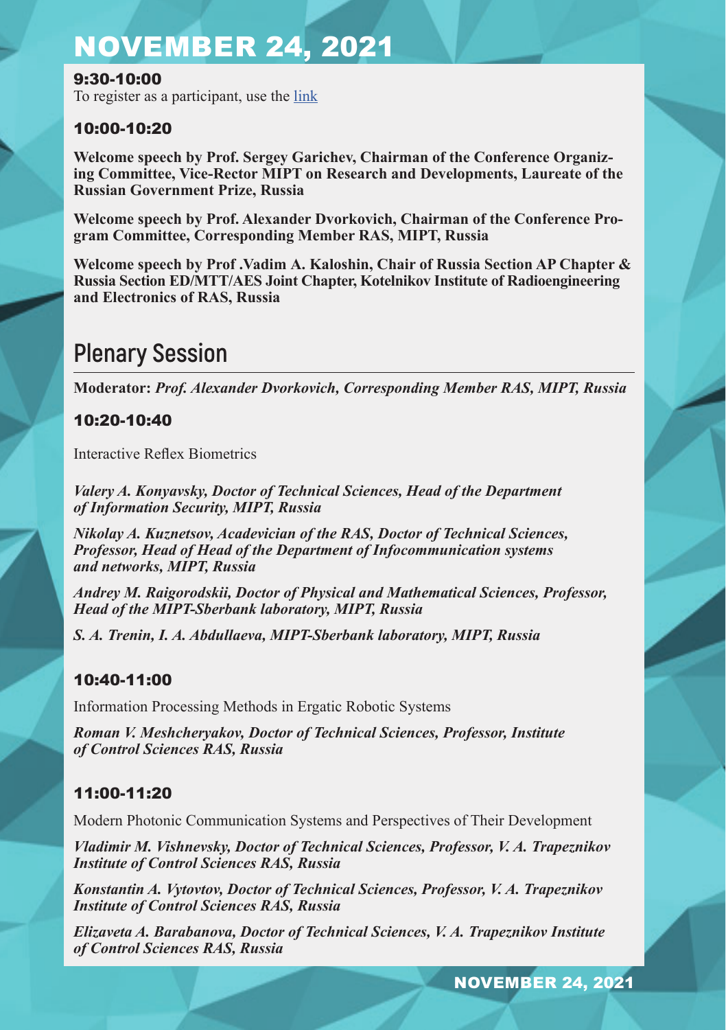# NOVEMBER 24, 2021

### 9:30-10:00

To register as a participant, use the [link]

### 10:00-10:20

**Welcome speech by Prof. Sergey Garichev, Chairman of the Conference Organizing Committee, Vice-Rector MIPT on Research and Developments, Laureate of the Russian Government Prize, Russia**

**Welcome speech by Prof. Alexander Dvorkovich, Chairman of the Conference Program Committee, Corresponding Member RAS, MIPT, Russia**

**Welcome speech by Prof .Vadim A. Kaloshin, Chair of Russia Section AP Chapter & Russia Section ED/MTT/AES Joint Chapter, Kotelnikov Institute of Radioengineering and Electronics of RAS, Russia**

## Plenary Session

**Moderator:** ***Prof. Alexander Dvorkovich, Corresponding Member RAS, MIPT, Russia***

### 10:20-10:40

Interactive Reflex Biometrics

***Valery A. Konyavsky, Doctor of Technical Sciences, Head of the Department of Information Security, MIPT, Russia***

***Nikolay A. Kuznetsov, Acadevician of the RAS, Doctor of Technical Sciences, Professor, Head of Head of the Department of Infocommunication systems and networks, MIPT, Russia***

***Andrey M. Raigorodskii, Doctor of Physical and Mathematical Sciences, Professor, Head of the MIPT-Sberbank laboratory, MIPT, Russia***

***S. A. Trenin, I. A. Abdullaeva, MIPT-Sberbank laboratory, MIPT, Russia***

### 10:40-11:00

Information Processing Methods in Ergatic Robotic Systems

***Roman V. Meshcheryakov, Doctor of Technical Sciences, Professor, Institute of Control Sciences RAS, Russia***

### 11:00-11:20

Modern Photonic Communication Systems and Perspectives of Their Development

***Vladimir M. Vishnevsky, Doctor of Technical Sciences, Professor, V. A. Trapeznikov Institute of Control Sciences RAS, Russia***

***Konstantin A. Vytovtov, Doctor of Technical Sciences, Professor, V. A. Trapeznikov Institute of Control Sciences RAS, Russia***

***Elizaveta A. Barabanova, Doctor of Technical Sciences, V. A. Trapeznikov Institute of Control Sciences RAS, Russia***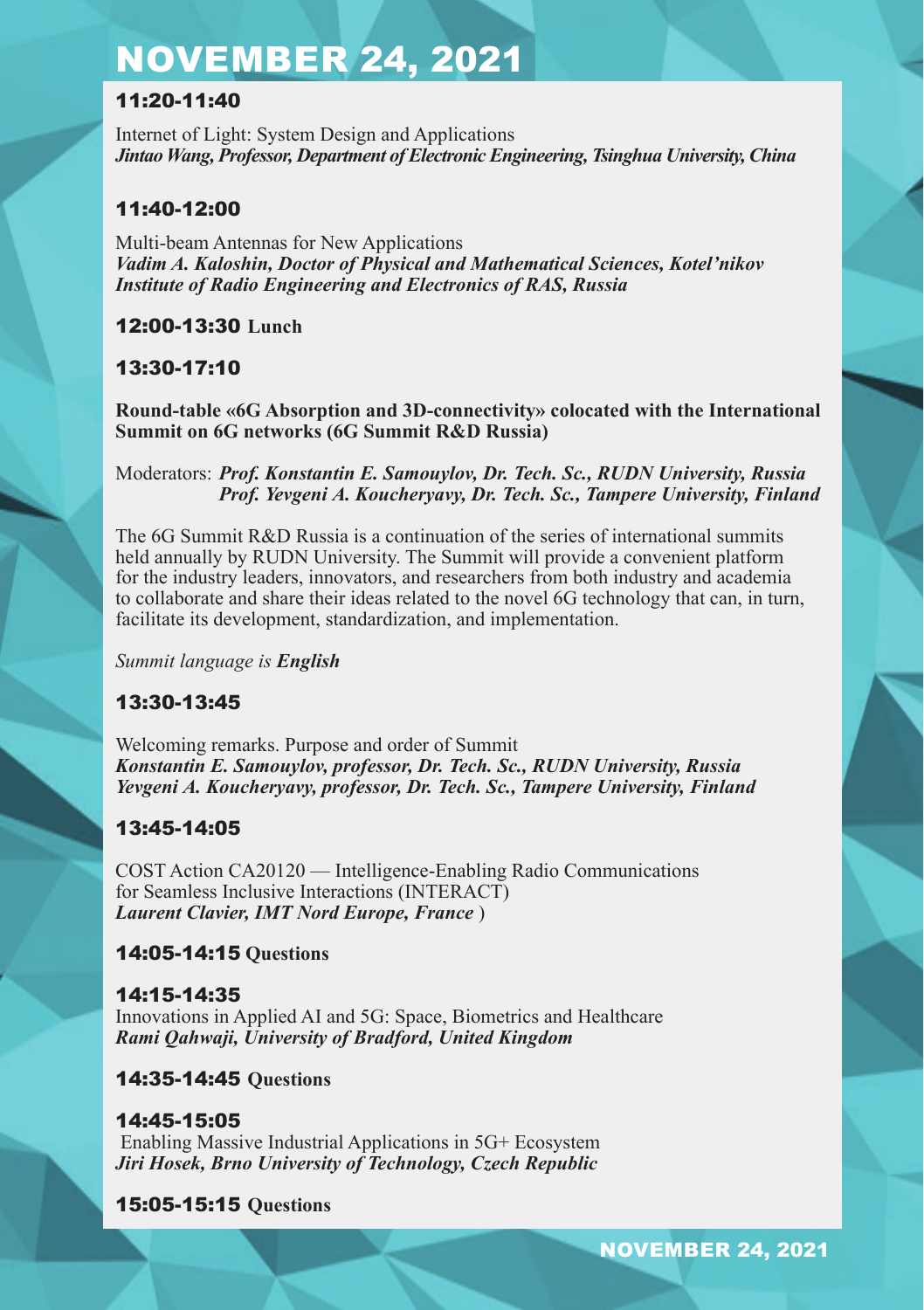# NOVEMBER 24, 2021

### 11:20-11:40

Internet of Light: System Design and Applications
***Jintao Wang, Professor, Department of Electronic Engineering, Tsinghua University, China***

### 11:40-12:00

Multi-beam Antennas for New Applications
***Vadim A. Kaloshin, Doctor of Physical and Mathematical Sciences, Kotel'nikov Institute of Radio Engineering and Electronics of RAS, Russia***

### 12:00-13:30 **Lunch**

### 13:30-17:10

**Round-table «6G Absorption and 3D-connectivity» colocated with the International Summit on 6G networks (6G Summit R&D Russia)**

Moderators: ***Prof. Konstantin E. Samouylov, Dr. Tech. Sc., RUDN University, Russia***
***Prof. Yevgeni A. Koucheryavy, Dr. Tech. Sc., Tampere University, Finland***

The 6G Summit R&D Russia is a continuation of the series of international summits held annually by RUDN University. The Summit will provide a convenient platform for the industry leaders, innovators, and researchers from both industry and academia to collaborate and share their ideas related to the novel 6G technology that can, in turn, facilitate its development, standardization, and implementation.

*Summit language is **English***

### 13:30-13:45

Welcoming remarks. Purpose and order of Summit
***Konstantin E. Samouylov, professor, Dr. Tech. Sc., RUDN University, Russia***
***Yevgeni A. Koucheryavy, professor, Dr. Tech. Sc., Tampere University, Finland***

### 13:45-14:05

COST Action CA20120 — Intelligence-Enabling Radio Communications for Seamless Inclusive Interactions (INTERACT)
***Laurent Clavier, IMT Nord Europe, France*** )

### 14:05-14:15 **Questions**

### 14:15-14:35

Innovations in Applied AI and 5G: Space, Biometrics and Healthcare
***Rami Qahwaji, University of Bradford, United Kingdom***

### 14:35-14:45 **Questions**

### 14:45-15:05

Enabling Massive Industrial Applications in 5G+ Ecosystem
***Jiri Hosek, Brno University of Technology, Czech Republic***

### 15:05-15:15 **Questions**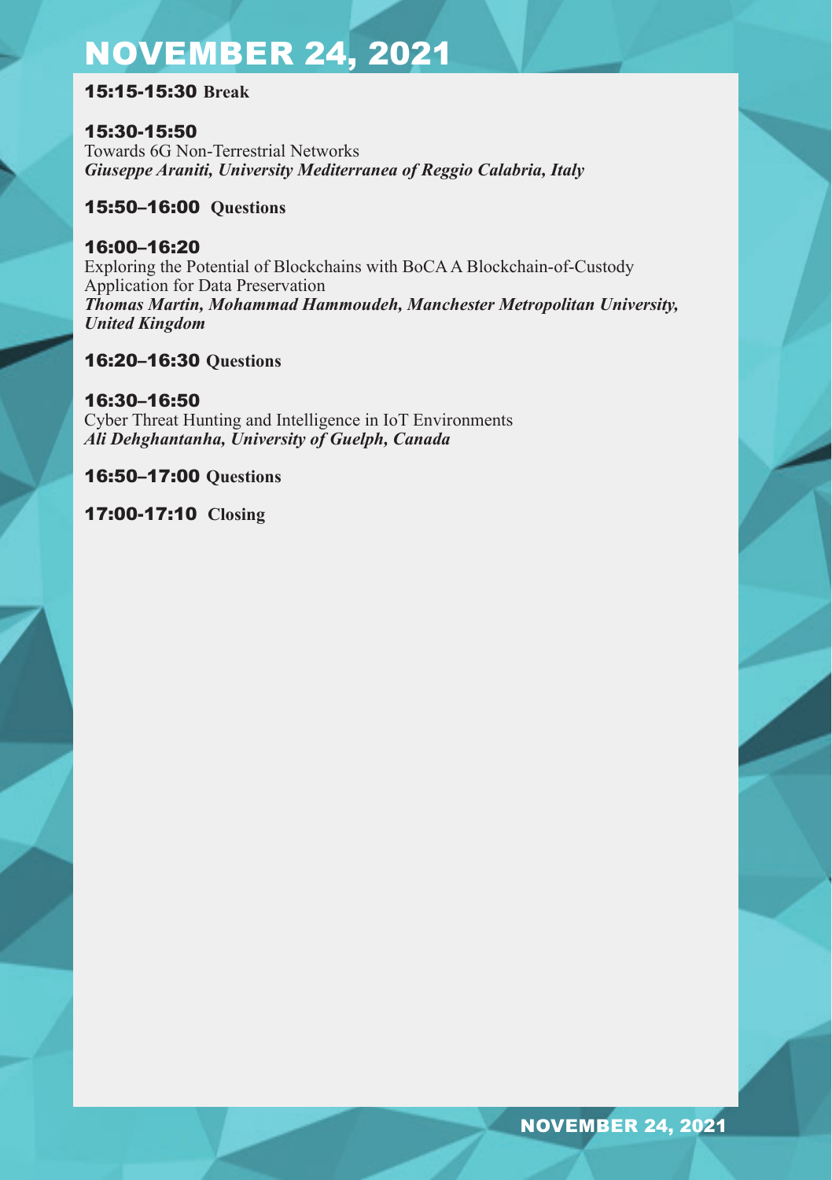# NOVEMBER 24, 2021

**15:15-15:30 Break**

**15:30-15:50**
Towards 6G Non-Terrestrial Networks
***Giuseppe Araniti, University Mediterranea of Reggio Calabria, Italy***

**15:50–16:00 Questions**

**16:00–16:20**
Exploring the Potential of Blockchains with BoCA A Blockchain-of-Custody Application for Data Preservation
***Thomas Martin, Mohammad Hammoudeh, Manchester Metropolitan University, United Kingdom***

**16:20–16:30 Questions**

**16:30–16:50**
Cyber Threat Hunting and Intelligence in IoT Environments
***Ali Dehghantanha, University of Guelph, Canada***

**16:50–17:00 Questions**

**17:00-17:10 Closing**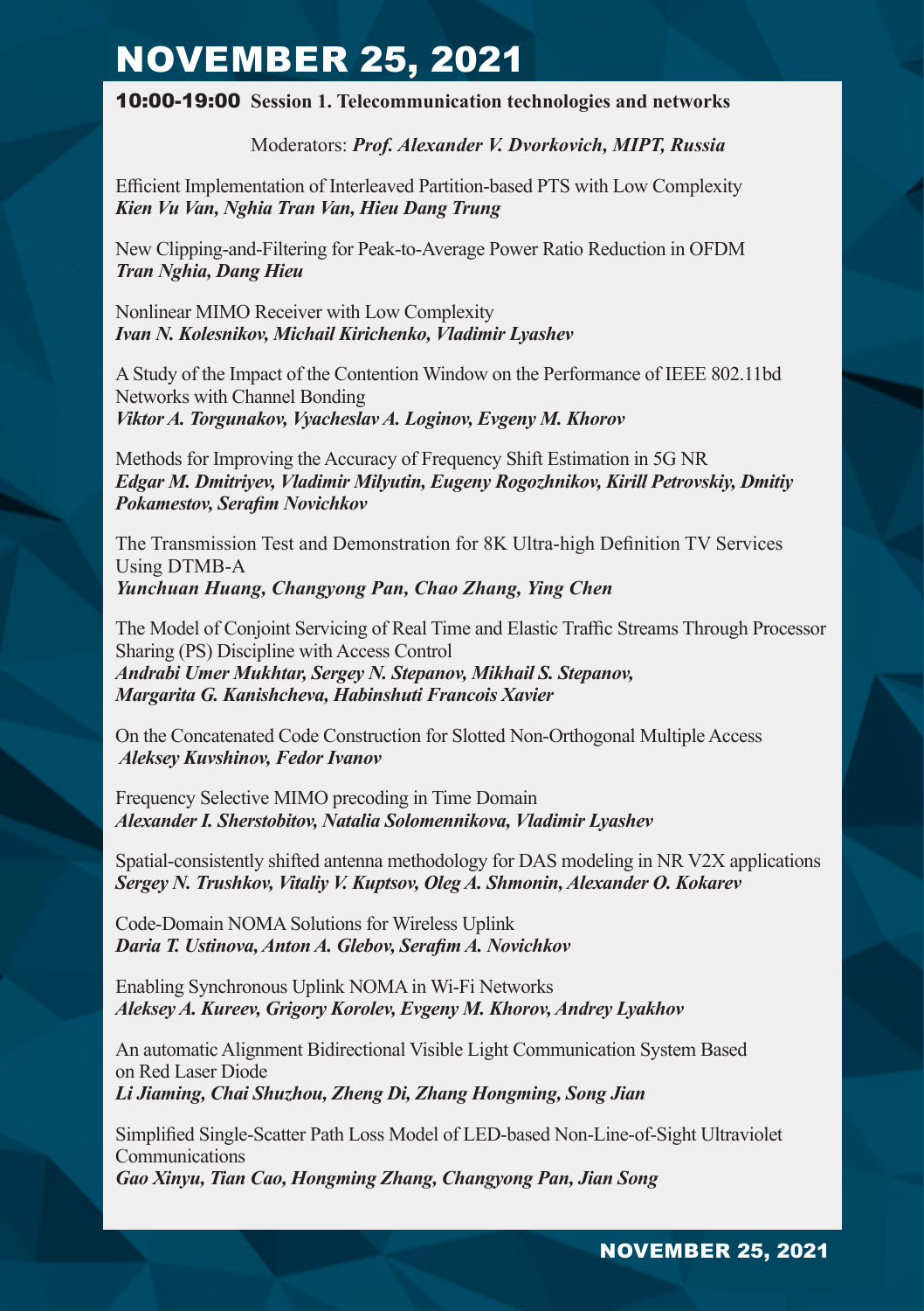# NOVEMBER 25, 2021

**10:00-19:00 Session 1. Telecommunication technologies and networks**

Moderators: ***Prof. Alexander V. Dvorkovich, MIPT, Russia***

Efficient Implementation of Interleaved Partition-based PTS with Low Complexity
***Kien Vu Van, Nghia Tran Van, Hieu Dang Trung***

New Clipping-and-Filtering for Peak-to-Average Power Ratio Reduction in OFDM
***Tran Nghia, Dang Hieu***

Nonlinear MIMO Receiver with Low Complexity
***Ivan N. Kolesnikov, Michail Kirichenko, Vladimir Lyashev***

A Study of the Impact of the Contention Window on the Performance of IEEE 802.11bd Networks with Channel Bonding
***Viktor A. Torgunakov, Vyacheslav A. Loginov, Evgeny M. Khorov***

Methods for Improving the Accuracy of Frequency Shift Estimation in 5G NR
***Edgar M. Dmitriyev, Vladimir Milyutin, Eugeny Rogozhnikov, Kirill Petrovskiy, Dmitiy Pokamestov, Serafim Novichkov***

The Transmission Test and Demonstration for 8K Ultra-high Definition TV Services Using DTMB-A
***Yunchuan Huang, Changyong Pan, Chao Zhang, Ying Chen***

The Model of Conjoint Servicing of Real Time and Elastic Traffic Streams Through Processor Sharing (PS) Discipline with Access Control
***Andrabi Umer Mukhtar, Sergey N. Stepanov, Mikhail S. Stepanov, Margarita G. Kanishcheva, Habinshuti Francois Xavier***

On the Concatenated Code Construction for Slotted Non-Orthogonal Multiple Access
***Aleksey Kuvshinov, Fedor Ivanov***

Frequency Selective MIMO precoding in Time Domain
***Alexander I. Sherstobitov, Natalia Solomennikova, Vladimir Lyashev***

Spatial-consistently shifted antenna methodology for DAS modeling in NR V2X applications
***Sergey N. Trushkov, Vitaliy V. Kuptsov, Oleg A. Shmonin, Alexander O. Kokarev***

Code-Domain NOMA Solutions for Wireless Uplink
***Daria T. Ustinova, Anton A. Glebov, Serafim A. Novichkov***

Enabling Synchronous Uplink NOMA in Wi-Fi Networks
***Aleksey A. Kureev, Grigory Korolev, Evgeny M. Khorov, Andrey Lyakhov***

An automatic Alignment Bidirectional Visible Light Communication System Based on Red Laser Diode
***Li Jiaming, Chai Shuzhou, Zheng Di, Zhang Hongming, Song Jian***

Simplified Single-Scatter Path Loss Model of LED-based Non-Line-of-Sight Ultraviolet Communications
***Gao Xinyu, Tian Cao, Hongming Zhang, Changyong Pan, Jian Song***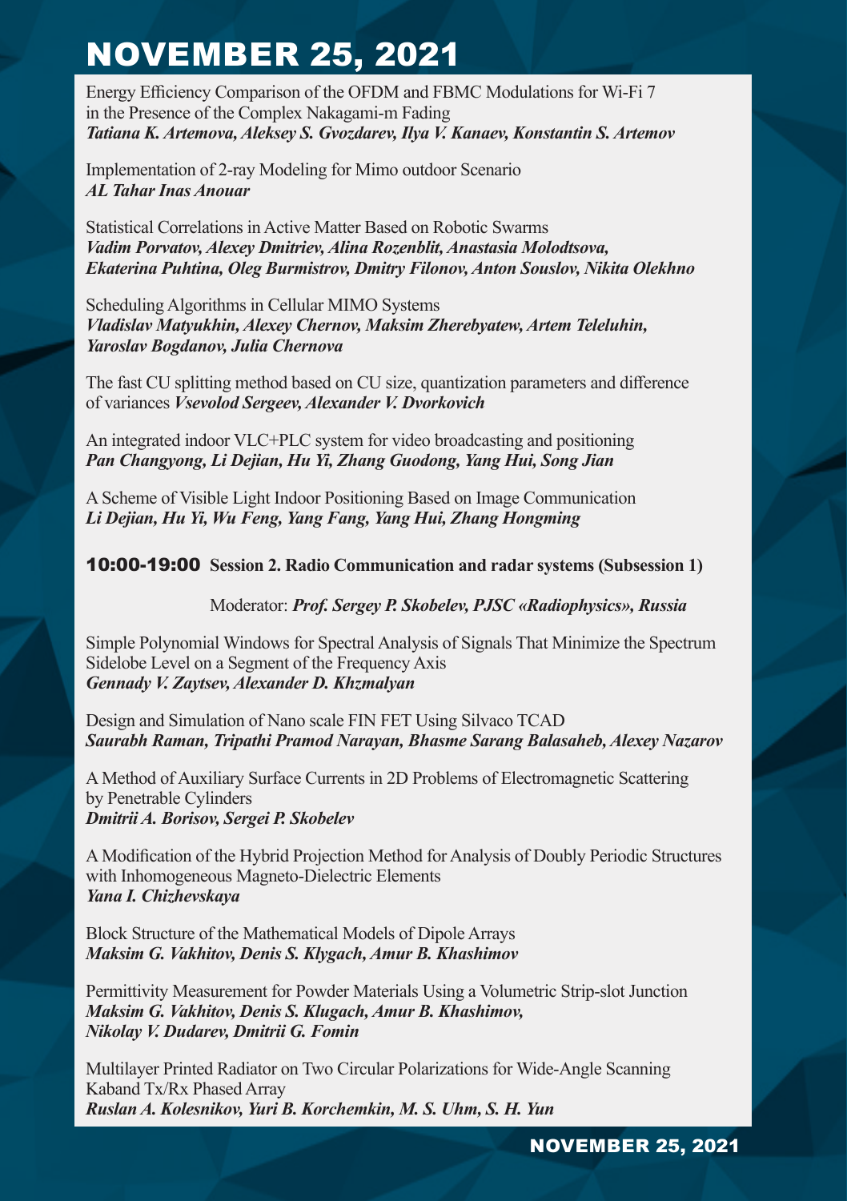# NOVEMBER 25, 2021

Energy Efficiency Comparison of the OFDM and FBMC Modulations for Wi-Fi 7 in the Presence of the Complex Nakagami-m Fading
***Tatiana K. Artemova, Aleksey S. Gvozdarev, Ilya V. Kanaev, Konstantin S. Artemov***

Implementation of 2-ray Modeling for Mimo outdoor Scenario
***AL Tahar Inas Anouar***

Statistical Correlations in Active Matter Based on Robotic Swarms
***Vadim Porvatov, Alexey Dmitriev, Alina Rozenblit, Anastasia Molodtsova, Ekaterina Puhtina, Oleg Burmistrov, Dmitry Filonov, Anton Souslov, Nikita Olekhno***

Scheduling Algorithms in Cellular MIMO Systems
***Vladislav Matyukhin, Alexey Chernov, Maksim Zherebyatew, Artem Teleluhin, Yaroslav Bogdanov, Julia Chernova***

The fast CU splitting method based on CU size, quantization parameters and difference of variances ***Vsevolod Sergeev, Alexander V. Dvorkovich***

An integrated indoor VLC+PLC system for video broadcasting and positioning
***Pan Changyong, Li Dejian, Hu Yi, Zhang Guodong, Yang Hui, Song Jian***

A Scheme of Visible Light Indoor Positioning Based on Image Communication
***Li Dejian, Hu Yi, Wu Feng, Yang Fang, Yang Hui, Zhang Hongming***

## 10:00-19:00 **Session 2. Radio Communication and radar systems (Subsession 1)**

Moderator: ***Prof. Sergey P. Skobelev, PJSC «Radiophysics», Russia***

Simple Polynomial Windows for Spectral Analysis of Signals That Minimize the Spectrum Sidelobe Level on a Segment of the Frequency Axis
***Gennady V. Zaytsev, Alexander D. Khzmalyan***

Design and Simulation of Nano scale FIN FET Using Silvaco TCAD
***Saurabh Raman, Tripathi Pramod Narayan, Bhasme Sarang Balasaheb, Alexey Nazarov***

A Method of Auxiliary Surface Currents in 2D Problems of Electromagnetic Scattering by Penetrable Cylinders
***Dmitrii A. Borisov, Sergei P. Skobelev***

A Modification of the Hybrid Projection Method for Analysis of Doubly Periodic Structures with Inhomogeneous Magneto-Dielectric Elements
***Yana I. Chizhevskaya***

Block Structure of the Mathematical Models of Dipole Arrays
***Maksim G. Vakhitov, Denis S. Klygach, Amur B. Khashimov***

Permittivity Measurement for Powder Materials Using a Volumetric Strip-slot Junction
***Maksim G. Vakhitov, Denis S. Klugach, Amur B. Khashimov, Nikolay V. Dudarev, Dmitrii G. Fomin***

Multilayer Printed Radiator on Two Circular Polarizations for Wide-Angle Scanning Kaband Tx/Rx Phased Array
***Ruslan A. Kolesnikov, Yuri B. Korchemkin, M. S. Uhm, S. H. Yun***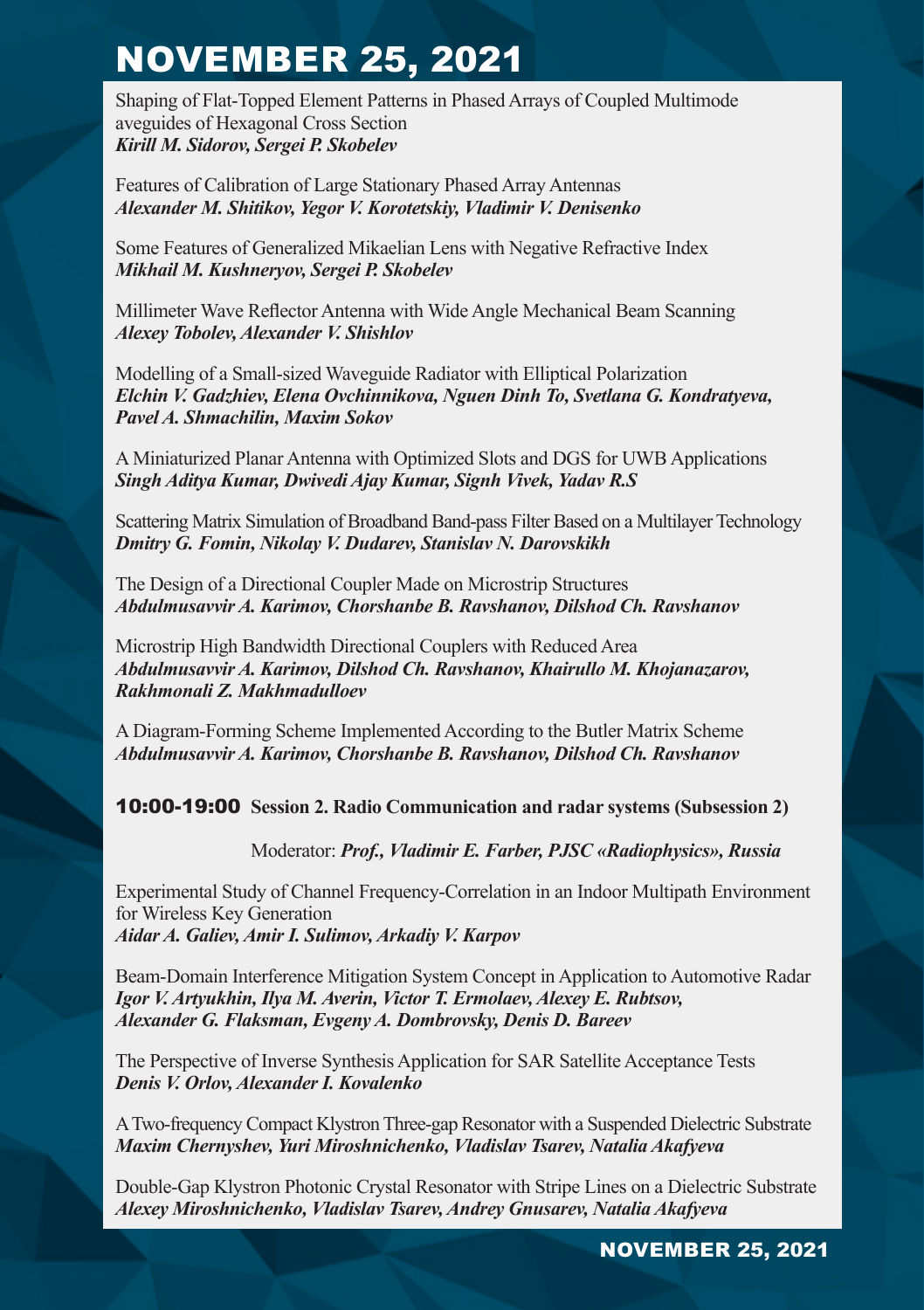# NOVEMBER 25, 2021

Shaping of Flat-Topped Element Patterns in Phased Arrays of Coupled Multimode aveguides of Hexagonal Cross Section
***Kirill M. Sidorov, Sergei P. Skobelev***

Features of Calibration of Large Stationary Phased Array Antennas
***Alexander M. Shitikov, Yegor V. Korotetskiy, Vladimir V. Denisenko***

Some Features of Generalized Mikaelian Lens with Negative Refractive Index
***Mikhail M. Kushneryov, Sergei P. Skobelev***

Millimeter Wave Reflector Antenna with Wide Angle Mechanical Beam Scanning
***Alexey Tobolev, Alexander V. Shishlov***

Modelling of a Small-sized Waveguide Radiator with Elliptical Polarization
***Elchin V. Gadzhiev, Elena Ovchinnikova, Nguen Dinh To, Svetlana G. Kondratyeva, Pavel A. Shmachilin, Maxim Sokov***

A Miniaturized Planar Antenna with Optimized Slots and DGS for UWB Applications
***Singh Aditya Kumar, Dwivedi Ajay Kumar, Signh Vivek, Yadav R.S***

Scattering Matrix Simulation of Broadband Band-pass Filter Based on a Multilayer Technology
***Dmitry G. Fomin, Nikolay V. Dudarev, Stanislav N. Darovskikh***

The Design of a Directional Coupler Made on Microstrip Structures
***Abdulmusavvir A. Karimov, Chorshanbe B. Ravshanov, Dilshod Ch. Ravshanov***

Microstrip High Bandwidth Directional Couplers with Reduced Area
***Abdulmusavvir A. Karimov, Dilshod Ch. Ravshanov, Khairullo M. Khojanazarov, Rakhmonali Z. Makhmadulloev***

A Diagram-Forming Scheme Implemented According to the Butler Matrix Scheme
***Abdulmusavvir A. Karimov, Chorshanbe B. Ravshanov, Dilshod Ch. Ravshanov***

## 10:00-19:00 Session 2. Radio Communication and radar systems (Subsession 2)

Moderator: ***Prof., Vladimir E. Farber, PJSC «Radiophysics», Russia***

Experimental Study of Channel Frequency-Correlation in an Indoor Multipath Environment for Wireless Key Generation
***Aidar A. Galiev, Amir I. Sulimov, Arkadiy V. Karpov***

Beam-Domain Interference Mitigation System Concept in Application to Automotive Radar
***Igor V. Artyukhin, Ilya M. Averin, Victor T. Ermolaev, Alexey E. Rubtsov, Alexander G. Flaksman, Evgeny A. Dombrovsky, Denis D. Bareev***

The Perspective of Inverse Synthesis Application for SAR Satellite Acceptance Tests
***Denis V. Orlov, Alexander I. Kovalenko***

A Two-frequency Compact Klystron Three-gap Resonator with a Suspended Dielectric Substrate
***Maxim Chernyshev, Yuri Miroshnichenko, Vladislav Tsarev, Natalia Akafyeva***

Double-Gap Klystron Photonic Crystal Resonator with Stripe Lines on a Dielectric Substrate
***Alexey Miroshnichenko, Vladislav Tsarev, Andrey Gnusarev, Natalia Akafyeva***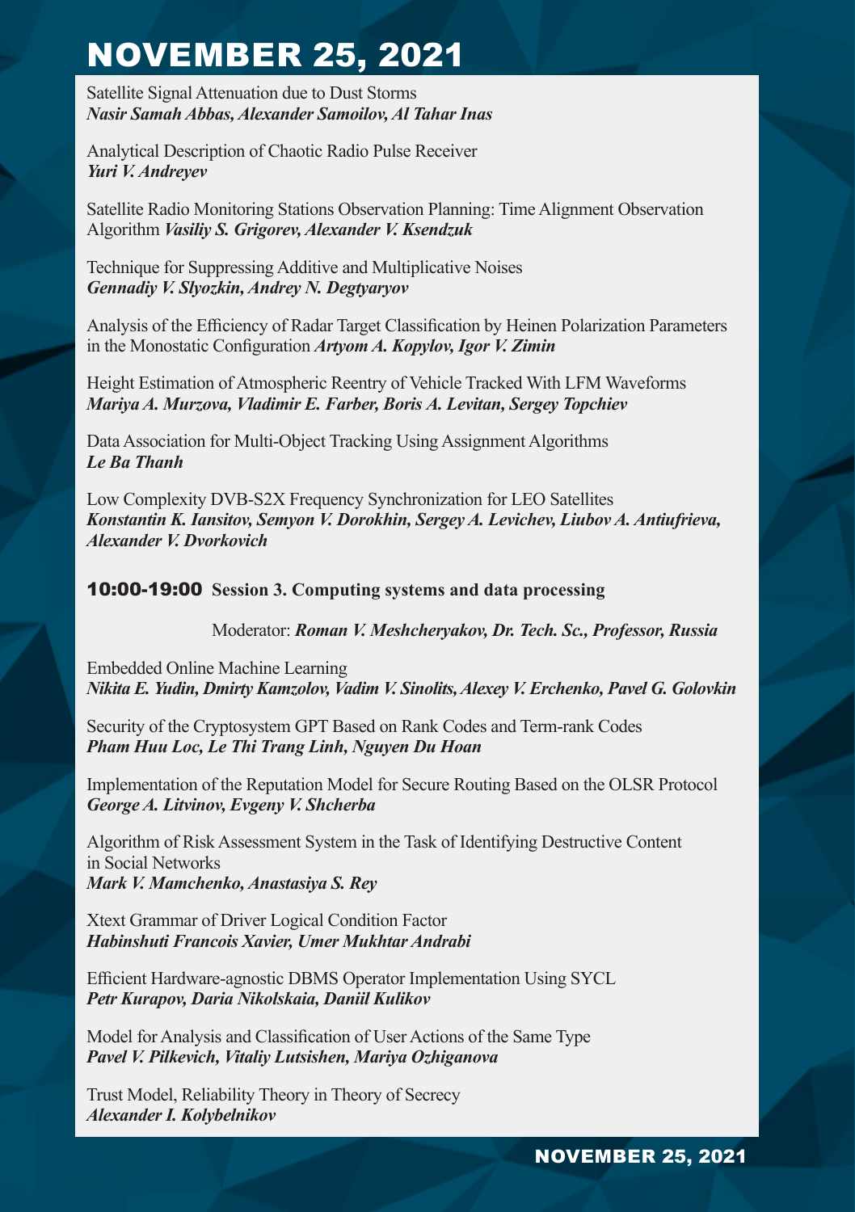# NOVEMBER 25, 2021

Satellite Signal Attenuation due to Dust Storms
***Nasir Samah Abbas, Alexander Samoilov, Al Tahar Inas***

Analytical Description of Chaotic Radio Pulse Receiver
***Yuri V. Andreyev***

Satellite Radio Monitoring Stations Observation Planning: Time Alignment Observation Algorithm ***Vasiliy S. Grigorev, Alexander V. Ksendzuk***

Technique for Suppressing Additive and Multiplicative Noises
***Gennadiy V. Slyozkin, Andrey N. Degtyaryov***

Analysis of the Efficiency of Radar Target Classification by Heinen Polarization Parameters in the Monostatic Configuration ***Artyom A. Kopylov, Igor V. Zimin***

Height Estimation of Atmospheric Reentry of Vehicle Tracked With LFM Waveforms
***Mariya A. Murzova, Vladimir E. Farber, Boris A. Levitan, Sergey Topchiev***

Data Association for Multi-Object Tracking Using Assignment Algorithms
***Le Ba Thanh***

Low Complexity DVB-S2X Frequency Synchronization for LEO Satellites
***Konstantin K. Iansitov, Semyon V. Dorokhin, Sergey A. Levichev, Liubov A. Antiufrieva, Alexander V. Dvorkovich***

**10:00-19:00 Session 3. Computing systems and data processing**

Moderator: ***Roman V. Meshcheryakov, Dr. Tech. Sc., Professor, Russia***

Embedded Online Machine Learning
***Nikita E. Yudin, Dmirty Kamzolov, Vadim V. Sinolits, Alexey V. Erchenko, Pavel G. Golovkin***

Security of the Cryptosystem GPT Based on Rank Codes and Term-rank Codes
***Pham Huu Loc, Le Thi Trang Linh, Nguyen Du Hoan***

Implementation of the Reputation Model for Secure Routing Based on the OLSR Protocol
***George A. Litvinov, Evgeny V. Shcherba***

Algorithm of Risk Assessment System in the Task of Identifying Destructive Content in Social Networks
***Mark V. Mamchenko, Anastasiya S. Rey***

Xtext Grammar of Driver Logical Condition Factor
***Habinshuti Francois Xavier, Umer Mukhtar Andrabi***

Efficient Hardware-agnostic DBMS Operator Implementation Using SYCL
***Petr Kurapov, Daria Nikolskaia, Daniil Kulikov***

Model for Analysis and Classification of User Actions of the Same Type
***Pavel V. Pilkevich, Vitaliy Lutsishen, Mariya Ozhiganova***

Trust Model, Reliability Theory in Theory of Secrecy
***Alexander I. Kolybelnikov***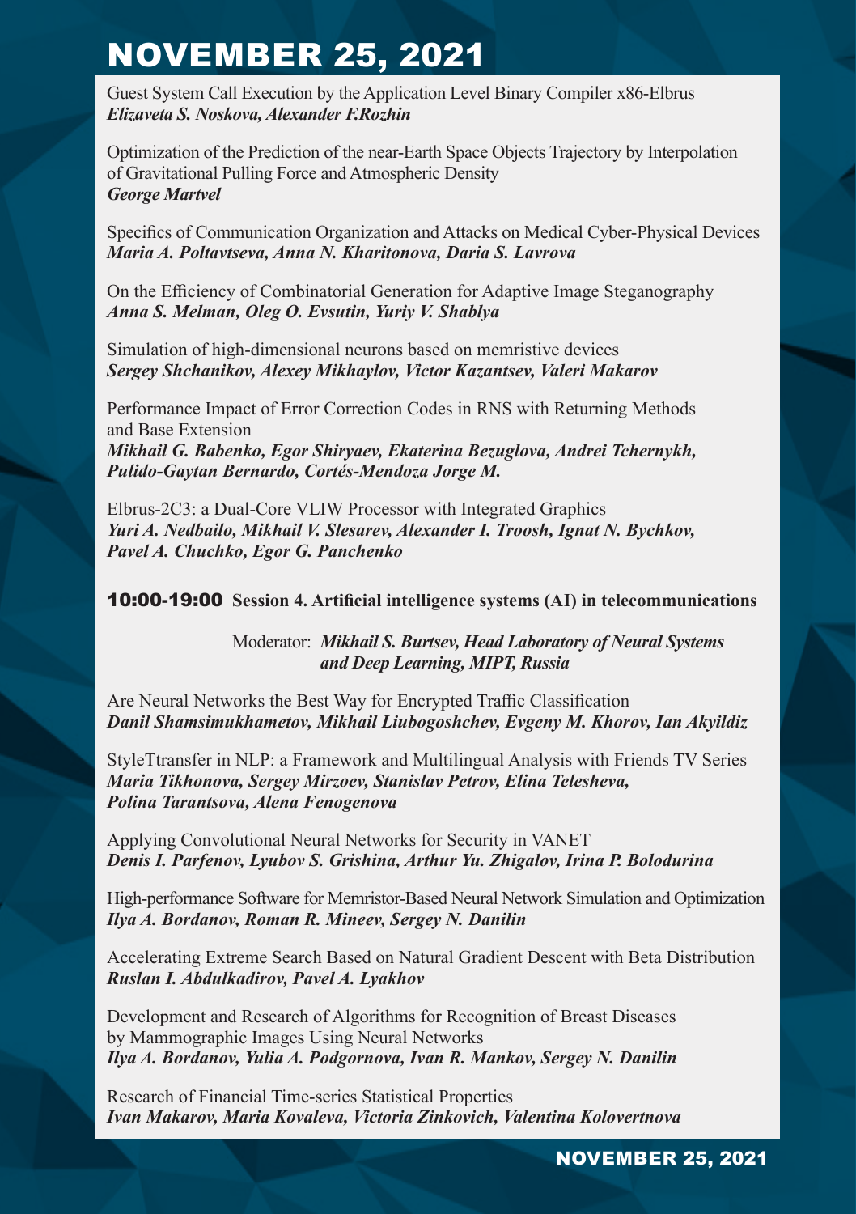# NOVEMBER 25, 2021

Guest System Call Execution by the Application Level Binary Compiler x86-Elbrus
***Elizaveta S. Noskova, Alexander F.Rozhin***

Optimization of the Prediction of the near-Earth Space Objects Trajectory by Interpolation of Gravitational Pulling Force and Atmospheric Density
***George Martvel***

Specifics of Communication Organization and Attacks on Medical Cyber-Physical Devices
***Maria A. Poltavtseva, Anna N. Kharitonova, Daria S. Lavrova***

On the Efficiency of Combinatorial Generation for Adaptive Image Steganography
***Anna S. Melman, Oleg O. Evsutin, Yuriy V. Shablya***

Simulation of high-dimensional neurons based on memristive devices
***Sergey Shchanikov, Alexey Mikhaylov, Victor Kazantsev, Valeri Makarov***

Performance Impact of Error Correction Codes in RNS with Returning Methods and Base Extension
***Mikhail G. Babenko, Egor Shiryaev, Ekaterina Bezuglova, Andrei Tchernykh, Pulido-Gaytan Bernardo, Cortés-Mendoza Jorge M.***

Elbrus-2C3: a Dual-Core VLIW Processor with Integrated Graphics
***Yuri A. Nedbailo, Mikhail V. Slesarev, Alexander I. Troosh, Ignat N. Bychkov, Pavel A. Chuchko, Egor G. Panchenko***

## 10:00-19:00 Session 4. Artificial intelligence systems (AI) in telecommunications

Moderator: ***Mikhail S. Burtsev, Head Laboratory of Neural Systems and Deep Learning, MIPT, Russia***

Are Neural Networks the Best Way for Encrypted Traffic Classification
***Danil Shamsimukhametov, Mikhail Liubogoshchev, Evgeny M. Khorov, Ian Akyildiz***

StyleTtransfer in NLP: a Framework and Multilingual Analysis with Friends TV Series
***Maria Tikhonova, Sergey Mirzoev, Stanislav Petrov, Elina Telesheva, Polina Tarantsova, Alena Fenogenova***

Applying Convolutional Neural Networks for Security in VANET
***Denis I. Parfenov, Lyubov S. Grishina, Arthur Yu. Zhigalov, Irina P. Bolodurina***

High-performance Software for Memristor-Based Neural Network Simulation and Optimization
***Ilya A. Bordanov, Roman R. Mineev, Sergey N. Danilin***

Accelerating Extreme Search Based on Natural Gradient Descent with Beta Distribution
***Ruslan I. Abdulkadirov, Pavel A. Lyakhov***

Development and Research of Algorithms for Recognition of Breast Diseases by Mammographic Images Using Neural Networks
***Ilya A. Bordanov, Yulia A. Podgornova, Ivan R. Mankov, Sergey N. Danilin***

Research of Financial Time-series Statistical Properties
***Ivan Makarov, Maria Kovaleva, Victoria Zinkovich, Valentina Kolovertnova***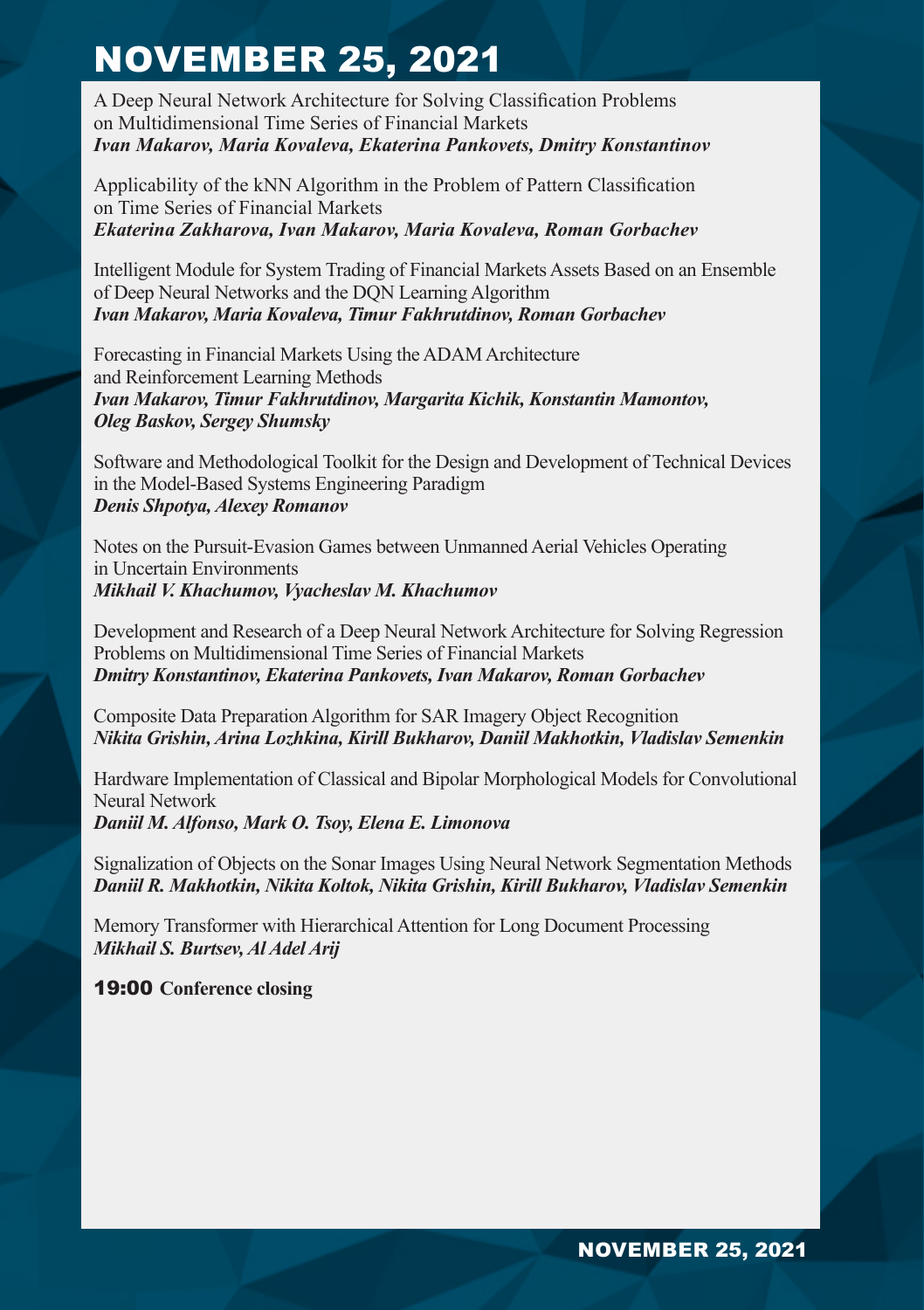# NOVEMBER 25, 2021

A Deep Neural Network Architecture for Solving Classification Problems on Multidimensional Time Series of Financial Markets
***Ivan Makarov, Maria Kovaleva, Ekaterina Pankovets, Dmitry Konstantinov***

Applicability of the kNN Algorithm in the Problem of Pattern Classification on Time Series of Financial Markets
***Ekaterina Zakharova, Ivan Makarov, Maria Kovaleva, Roman Gorbachev***

Intelligent Module for System Trading of Financial Markets Assets Based on an Ensemble of Deep Neural Networks and the DQN Learning Algorithm
***Ivan Makarov, Maria Kovaleva, Timur Fakhrutdinov, Roman Gorbachev***

Forecasting in Financial Markets Using the ADAM Architecture and Reinforcement Learning Methods
***Ivan Makarov, Timur Fakhrutdinov, Margarita Kichik, Konstantin Mamontov, Oleg Baskov, Sergey Shumsky***

Software and Methodological Toolkit for the Design and Development of Technical Devices in the Model-Based Systems Engineering Paradigm
***Denis Shpotya, Alexey Romanov***

Notes on the Pursuit-Evasion Games between Unmanned Aerial Vehicles Operating in Uncertain Environments
***Mikhail V. Khachumov, Vyacheslav M. Khachumov***

Development and Research of a Deep Neural Network Architecture for Solving Regression Problems on Multidimensional Time Series of Financial Markets
***Dmitry Konstantinov, Ekaterina Pankovets, Ivan Makarov, Roman Gorbachev***

Composite Data Preparation Algorithm for SAR Imagery Object Recognition
***Nikita Grishin, Arina Lozhkina, Kirill Bukharov, Daniil Makhotkin, Vladislav Semenkin***

Hardware Implementation of Classical and Bipolar Morphological Models for Convolutional Neural Network
***Daniil M. Alfonso, Mark O. Tsoy, Elena E. Limonova***

Signalization of Objects on the Sonar Images Using Neural Network Segmentation Methods
***Daniil R. Makhotkin, Nikita Koltok, Nikita Grishin, Kirill Bukharov, Vladislav Semenkin***

Memory Transformer with Hierarchical Attention for Long Document Processing
***Mikhail S. Burtsev, Al Adel Arij***

**19:00 Conference closing**